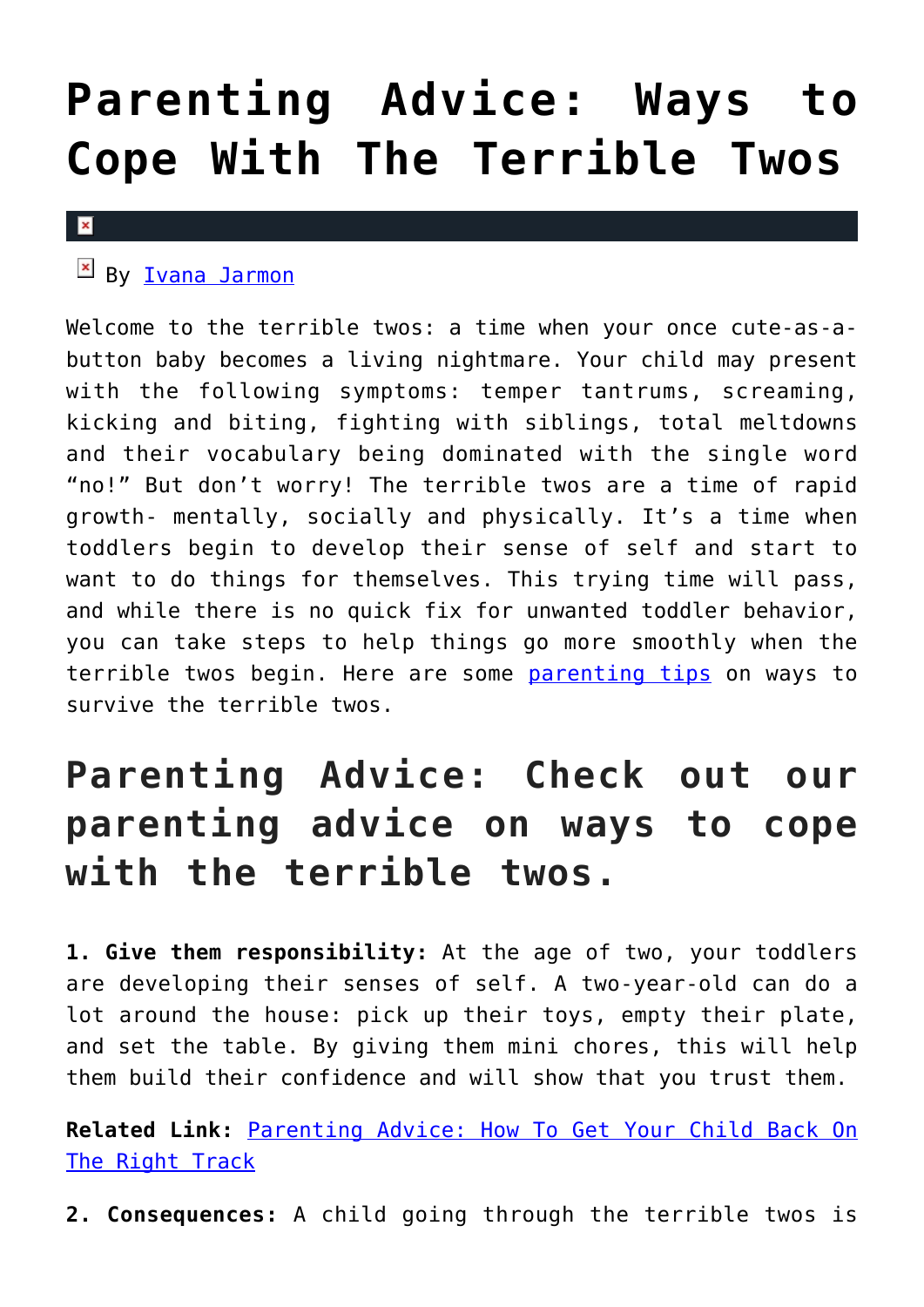# Parenting Advice: Ways to Cope With The Terrible Twos

By Ivana Jarmon

Welcome to the terrible twos: a time when your once cute-as-a-button baby becomes a living nightmare. Your child may present with the following symptoms: temper tantrums, screaming, kicking and biting, fighting with siblings, total meltdowns and their vocabulary being dominated with the single word "no!" But don't worry! The terrible twos are a time of rapid growth- mentally, socially and physically. It's a time when toddlers begin to develop their sense of self and start to want to do things for themselves. This trying time will pass, and while there is no quick fix for unwanted toddler behavior, you can take steps to help things go more smoothly when the terrible twos begin. Here are some parenting tips on ways to survive the terrible twos.

## Parenting Advice: Check out our parenting advice on ways to cope with the terrible twos.

**1. Give them responsibility:** At the age of two, your toddlers are developing their senses of self. A two-year-old can do a lot around the house: pick up their toys, empty their plate, and set the table. By giving them mini chores, this will help them build their confidence and will show that you trust them.

**Related Link:** Parenting Advice: How To Get Your Child Back On The Right Track

**2. Consequences:** A child going through the terrible twos is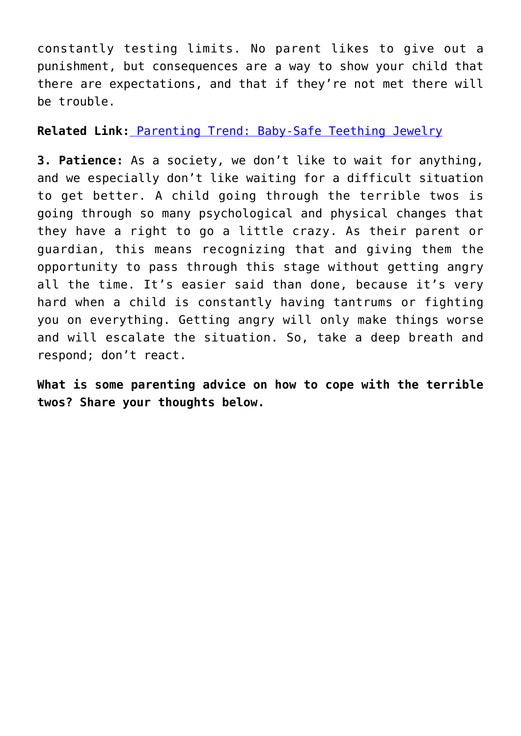constantly testing limits. No parent likes to give out a punishment, but consequences are a way to show your child that there are expectations, and that if they're not met there will be trouble.

**Related Link:** [Parenting Trend: Baby-Safe Teething Jewelry]()

**3. Patience:** As a society, we don't like to wait for anything, and we especially don't like waiting for a difficult situation to get better. A child going through the terrible twos is going through so many psychological and physical changes that they have a right to go a little crazy. As their parent or guardian, this means recognizing that and giving them the opportunity to pass through this stage without getting angry all the time. It's easier said than done, because it's very hard when a child is constantly having tantrums or fighting you on everything. Getting angry will only make things worse and will escalate the situation. So, take a deep breath and respond; don't react.

**What is some parenting advice on how to cope with the terrible twos? Share your thoughts below.**